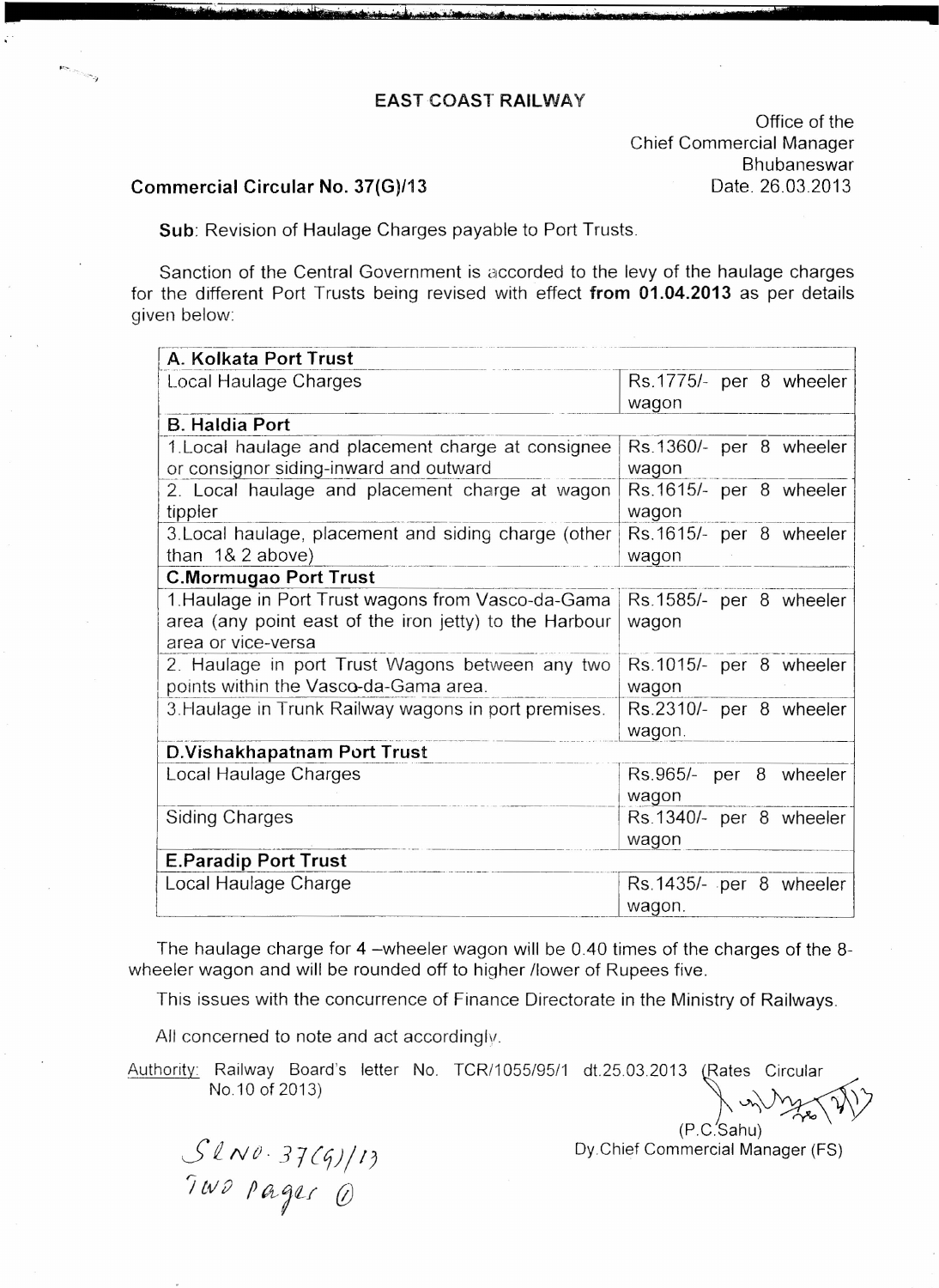# EAST COAST RAILWAY

Office of the
Chief Commercial Manager
Bhubaneswar

**Commercial Circular No. 37(G)/13**

Date. 26.03.2013

**Sub**: Revision of Haulage Charges payable to Port Trusts.

Sanction of the Central Government is accorded to the levy of the haulage charges for the different Port Trusts being revised with effect **from 01.04.2013** as per details given below:

| **A. Kolkata Port Trust** | |
|---|---|
| Local Haulage Charges | Rs.1775/- per 8 wheeler wagon |
| **B. Haldia Port** | |
| 1.Local haulage and placement charge at consignee or consignor siding-inward and outward | Rs.1360/- per 8 wheeler wagon |
| 2. Local haulage and placement charge at wagon tippler | Rs.1615/- per 8 wheeler wagon |
| 3.Local haulage, placement and siding charge (other than 1& 2 above) | Rs.1615/- per 8 wheeler wagon |
| **C.Mormugao Port Trust** | |
| 1.Haulage in Port Trust wagons from Vasco-da-Gama area (any point east of the iron jetty) to the Harbour area or vice-versa | Rs.1585/- per 8 wheeler wagon |
| 2. Haulage in port Trust Wagons between any two points within the Vasco-da-Gama area. | Rs.1015/- per 8 wheeler wagon |
| 3.Haulage in Trunk Railway wagons in port premises. | Rs.2310/- per 8 wheeler wagon. |
| **D.Vishakhapatnam Port Trust** | |
| Local Haulage Charges | Rs.965/- per 8 wheeler wagon |
| Siding Charges | Rs.1340/- per 8 wheeler wagon |
| **E.Paradip Port Trust** | |
| Local Haulage Charge | Rs.1435/- per 8 wheeler wagon. |

The haulage charge for 4 –wheeler wagon will be 0.40 times of the charges of the 8-wheeler wagon and will be rounded off to higher /lower of Rupees five.

This issues with the concurrence of Finance Directorate in the Ministry of Railways.

All concerned to note and act accordingly.

Authority: Railway Board's letter No. TCR/1055/95/1 dt.25.03.2013 (Rates Circular No.10 of 2013)

(P.C.Sahu)
Dy.Chief Commercial Manager (FS)

Sl No. 37(G)/13
Two pages (i)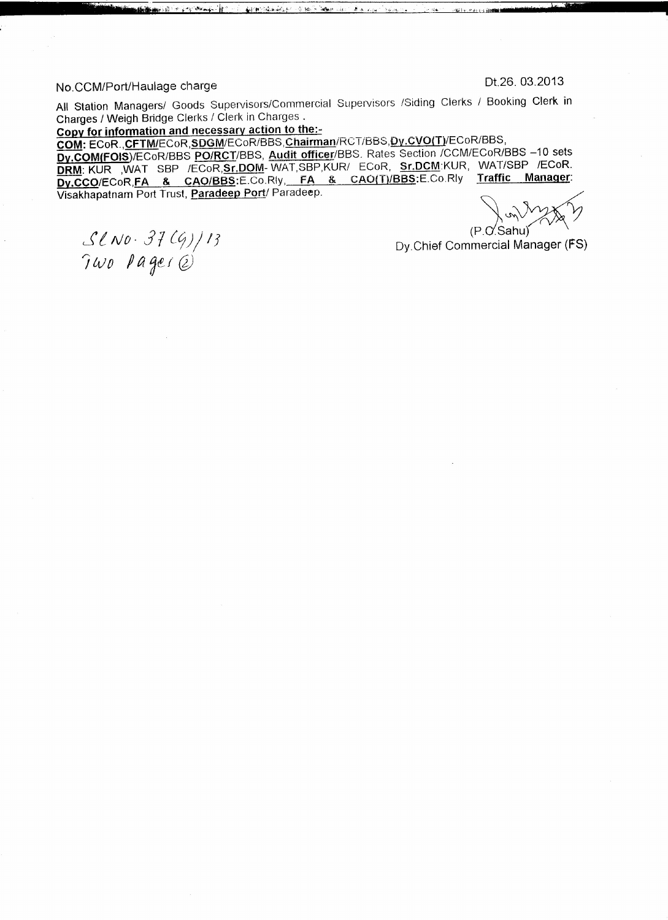No.CCM/Port/Haulage charge

Dt.26. 03.2013

All Station Managers/ Goods Supervisors/Commercial Supervisors /Siding Clerks / Booking Clerk in Charges / Weigh Bridge Clerks / Clerk in Charges .

**Copy for information and necessary action to the:-**

**COM:** ECoR.,**CFTM**/ECoR,**SDGM**/ECoR/BBS,**Chairman**/RCT/BBS,**Dy.CVO(T)**/ECoR/BBS, **Dy.COM(FOIS)**/ECoR/BBS **PO/RCT**/BBS, **Audit officer**/BBS. Rates Section /CCM/ECoR/BBS –10 sets **DRM**: KUR ,WAT SBP /ECoR,**Sr.DOM**- WAT,SBP,KUR/ ECoR, **Sr.DCM**:KUR, WAT/SBP /ECoR. **Dy.CCO**/ECoR,**FA & CAO/BBS**:E.Co.Rly, **FA & CAO(T)/BBS**:E.Co.Rly **Traffic Manager**: Visakhapatnam Port Trust, **Paradeep Port**/ Paradeep.

Sl No. 37 (9)/13
Two Pages (2)

(P.C.Sahu)
Dy.Chief Commercial Manager (FS)